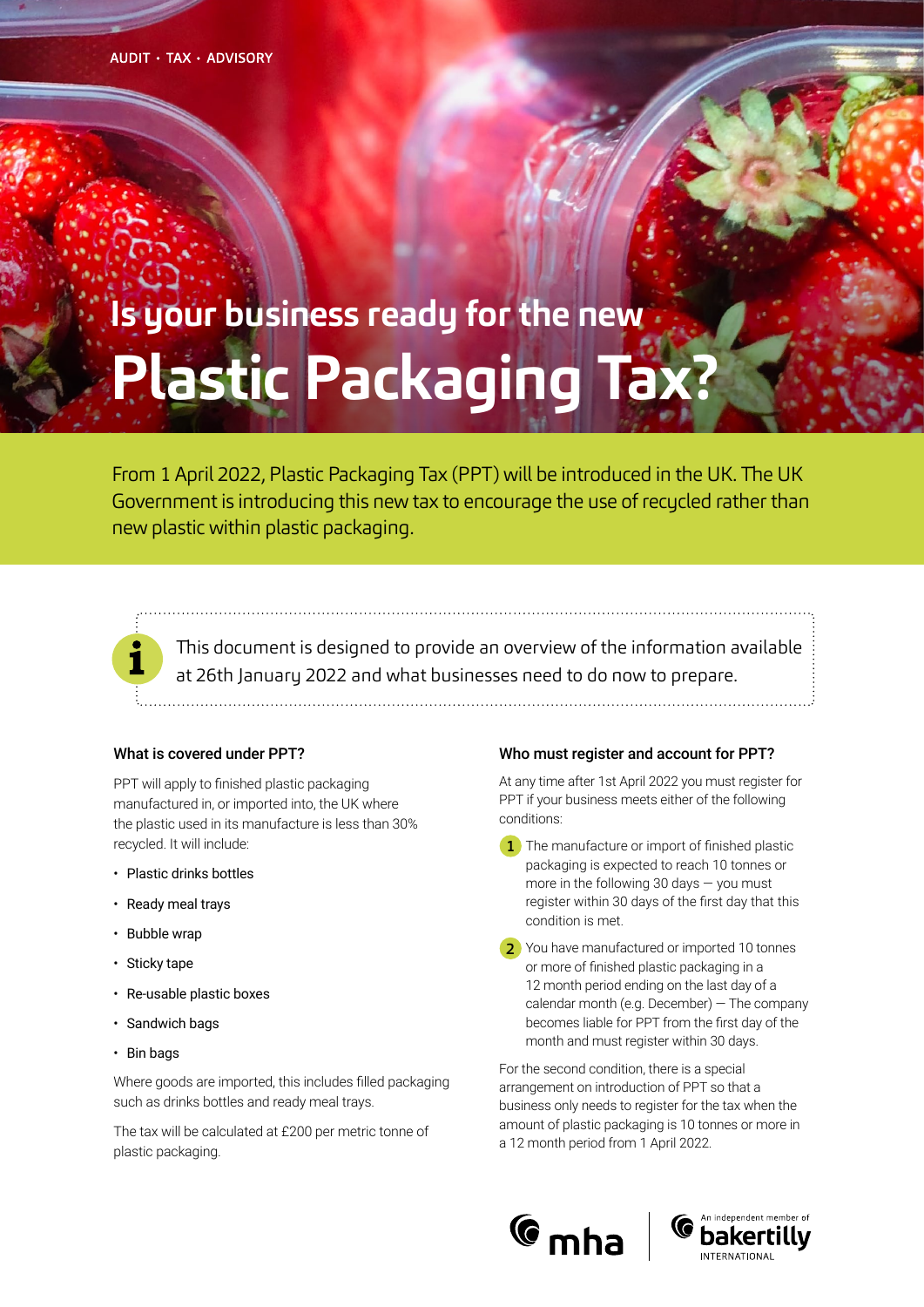AUDIT • TAX • ADVISORY

# Is your business ready for the new Plastic Packaging Tax?

From 1 April 2022, Plastic Packaging Tax (PPT) will be introduced in the UK. The UK Government is introducing this new tax to encourage the use of recycled rather than new plastic within plastic packaging.

This document is designed to provide an overview of the information available at 26th January 2022 and what businesses need to do now to prepare.

### What is covered under PPT?

PPT will apply to finished plastic packaging manufactured in, or imported into, the UK where the plastic used in its manufacture is less than 30% recycled. It will include:

- Plastic drinks bottles
- Ready meal trays
- Bubble wrap
- Sticky tape
- Re-usable plastic boxes
- Sandwich bags
- Bin bags

Where goods are imported, this includes filled packaging such as drinks bottles and ready meal trays.

The tax will be calculated at £200 per metric tonne of plastic packaging.

### Who must register and account for PPT?

At any time after 1st April 2022 you must register for PPT if your business meets either of the following conditions:

1. The manufacture or import of finished plastic packaging is expected to reach 10 tonnes or more in the following 30 days — you must register within 30 days of the first day that this condition is met.
2. You have manufactured or imported 10 tonnes or more of finished plastic packaging in a 12 month period ending on the last day of a calendar month (e.g. December) — The company becomes liable for PPT from the first day of the month and must register within 30 days.

For the second condition, there is a special arrangement on introduction of PPT so that a business only needs to register for the tax when the amount of plastic packaging is 10 tonnes or more in a 12 month period from 1 April 2022.

mha | An independent member of bakertilly INTERNATIONAL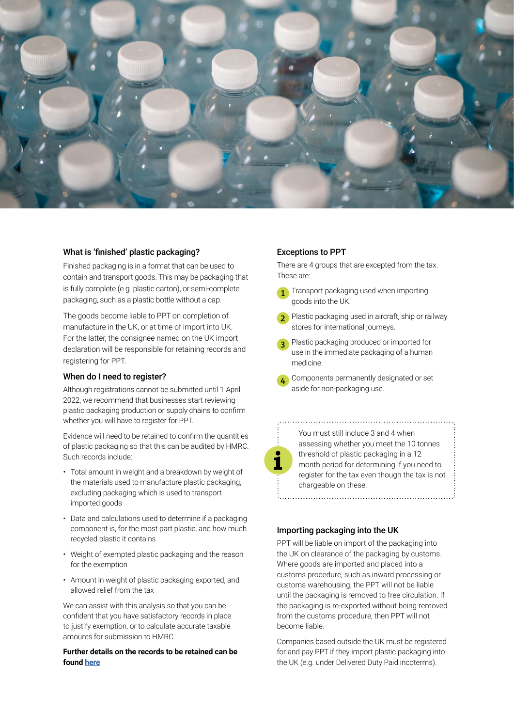## What is 'finished' plastic packaging?

Finished packaging is in a format that can be used to contain and transport goods. This may be packaging that is fully complete (e.g. plastic carton), or semi-complete packaging, such as a plastic bottle without a cap.

The goods become liable to PPT on completion of manufacture in the UK, or at time of import into UK. For the latter, the consignee named on the UK import declaration will be responsible for retaining records and registering for PPT.

## When do I need to register?

Although registrations cannot be submitted until 1 April 2022, we recommend that businesses start reviewing plastic packaging production or supply chains to confirm whether you will have to register for PPT.

Evidence will need to be retained to confirm the quantities of plastic packaging so that this can be audited by HMRC. Such records include:

- Total amount in weight and a breakdown by weight of the materials used to manufacture plastic packaging, excluding packaging which is used to transport imported goods
- Data and calculations used to determine if a packaging component is, for the most part plastic, and how much recycled plastic it contains
- Weight of exempted plastic packaging and the reason for the exemption
- Amount in weight of plastic packaging exported, and allowed relief from the tax

We can assist with this analysis so that you can be confident that you have satisfactory records in place to justify exemption, or to calculate accurate taxable amounts for submission to HMRC.

**Further details on the records to be retained can be found here**

## Exceptions to PPT

There are 4 groups that are excepted from the tax. These are:

1. Transport packaging used when importing goods into the UK.
2. Plastic packaging used in aircraft, ship or railway stores for international journeys.
3. Plastic packaging produced or imported for use in the immediate packaging of a human medicine.
4. Components permanently designated or set aside for non-packaging use.

> You must still include 3 and 4 when assessing whether you meet the 10 tonnes threshold of plastic packaging in a 12 month period for determining if you need to register for the tax even though the tax is not chargeable on these.

## Importing packaging into the UK

PPT will be liable on import of the packaging into the UK on clearance of the packaging by customs. Where goods are imported and placed into a customs procedure, such as inward processing or customs warehousing, the PPT will not be liable until the packaging is removed to free circulation. If the packaging is re-exported without being removed from the customs procedure, then PPT will not become liable.

Companies based outside the UK must be registered for and pay PPT if they import plastic packaging into the UK (e.g. under Delivered Duty Paid incoterms).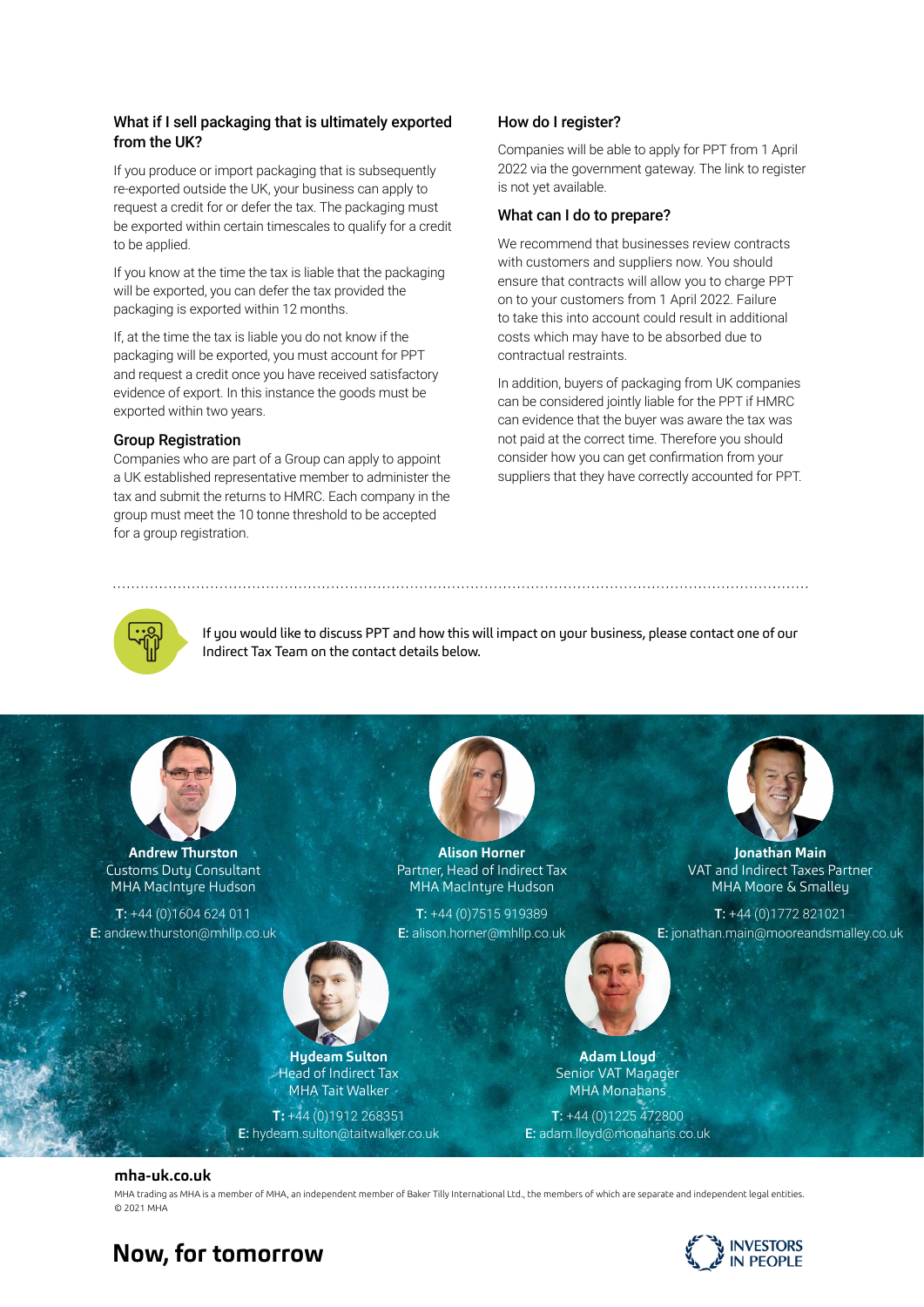### What if I sell packaging that is ultimately exported from the UK?

If you produce or import packaging that is subsequently re-exported outside the UK, your business can apply to request a credit for or defer the tax. The packaging must be exported within certain timescales to qualify for a credit to be applied.

If you know at the time the tax is liable that the packaging will be exported, you can defer the tax provided the packaging is exported within 12 months.

If, at the time the tax is liable you do not know if the packaging will be exported, you must account for PPT and request a credit once you have received satisfactory evidence of export. In this instance the goods must be exported within two years.

### Group Registration

Companies who are part of a Group can apply to appoint a UK established representative member to administer the tax and submit the returns to HMRC. Each company in the group must meet the 10 tonne threshold to be accepted for a group registration.

### How do I register?

Companies will be able to apply for PPT from 1 April 2022 via the government gateway. The link to register is not yet available.

### What can I do to prepare?

We recommend that businesses review contracts with customers and suppliers now. You should ensure that contracts will allow you to charge PPT on to your customers from 1 April 2022. Failure to take this into account could result in additional costs which may have to be absorbed due to contractual restraints.

In addition, buyers of packaging from UK companies can be considered jointly liable for the PPT if HMRC can evidence that the buyer was aware the tax was not paid at the correct time. Therefore you should consider how you can get confirmation from your suppliers that they have correctly accounted for PPT.

---

If you would like to discuss PPT and how this will impact on your business, please contact one of our Indirect Tax Team on the contact details below.

**Andrew Thurston**
Customs Duty Consultant
MHA MacIntyre Hudson
**T:** +44 (0)1604 624 011
**E:** andrew.thurston@mhllp.co.uk

**Alison Horner**
Partner, Head of Indirect Tax
MHA MacIntyre Hudson
**T:** +44 (0)7515 919389
**E:** alison.horner@mhllp.co.uk

**Jonathan Main**
VAT and Indirect Taxes Partner
MHA Moore & Smalley
**T:** +44 (0)1772 821021
**E:** jonathan.main@mooreandsmalley.co.uk

**Hydeam Sulton**
Head of Indirect Tax
MHA Tait Walker
**T:** +44 (0)1912 268351
**E:** hydeam.sulton@taitwalker.co.uk

**Adam Lloyd**
Senior VAT Manager
MHA Monahans
**T:** +44 (0)1225 472800
**E:** adam.lloyd@monahans.co.uk

**mha-uk.co.uk**

MHA trading as MHA is a member of MHA, an independent member of Baker Tilly International Ltd., the members of which are separate and independent legal entities.
© 2021 MHA

**Now, for tomorrow**

INVESTORS IN PEOPLE